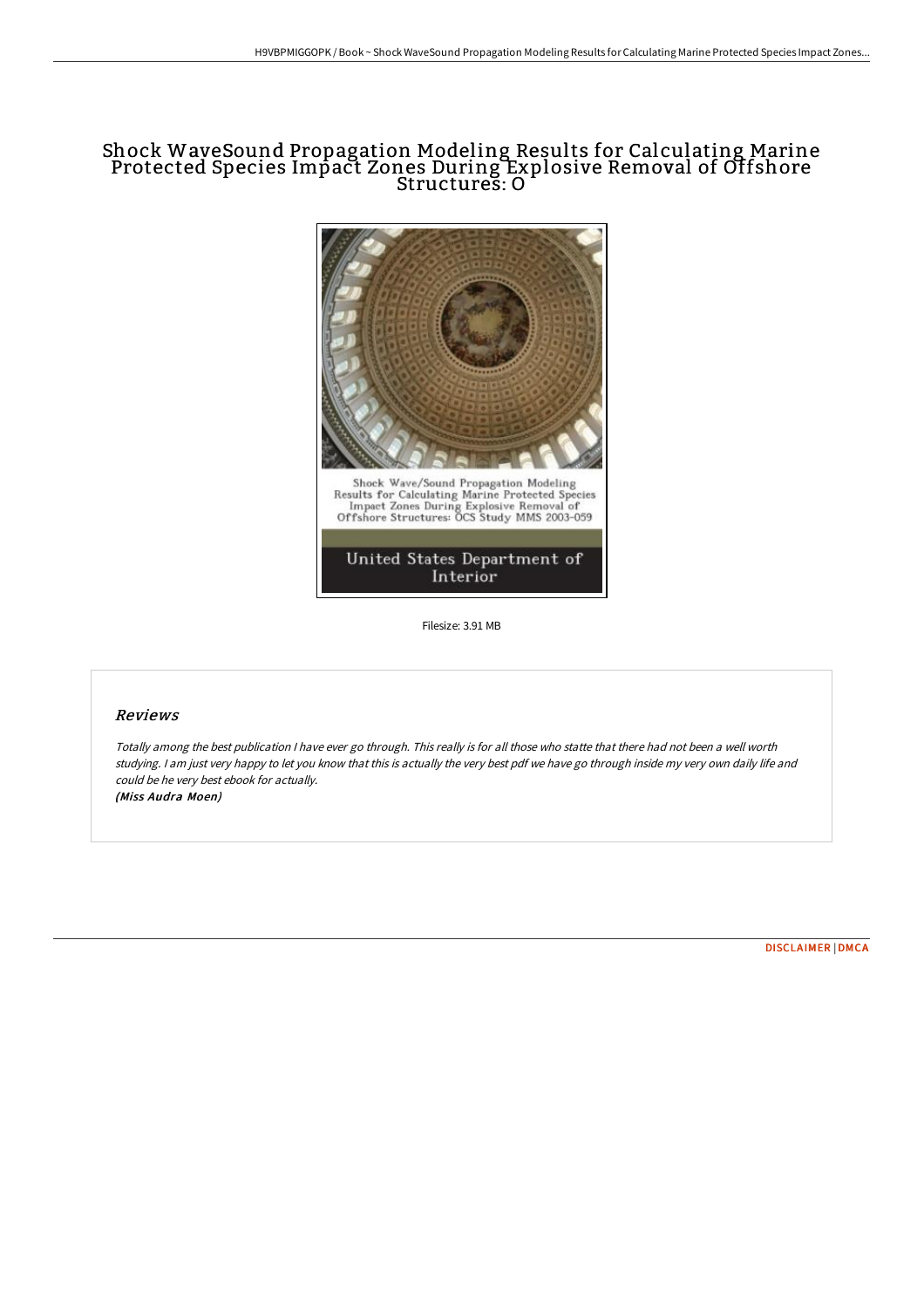# Shock WaveSound Propagation Modeling Results for Calculating Marine Protected Species Impact Zones During Explosive Removal of Offshore Structures: O

Shock Wave/Sound Propagation Modeling Results for Calculating Marine Protected Species Impact Zones During Explosive Removal of Offshore Structures: OCS Study MMS 2003-059

United States Department of Interior

Filesize: 3.91 MB

## Reviews

*Totally among the best publication I have ever go through. This really is for all those who statte that there had not been a well worth studying. I am just very happy to let you know that this is actually the very best pdf we have go through inside my very own daily life and could be he very best ebook for actually.*

***(Miss Audra Moen)***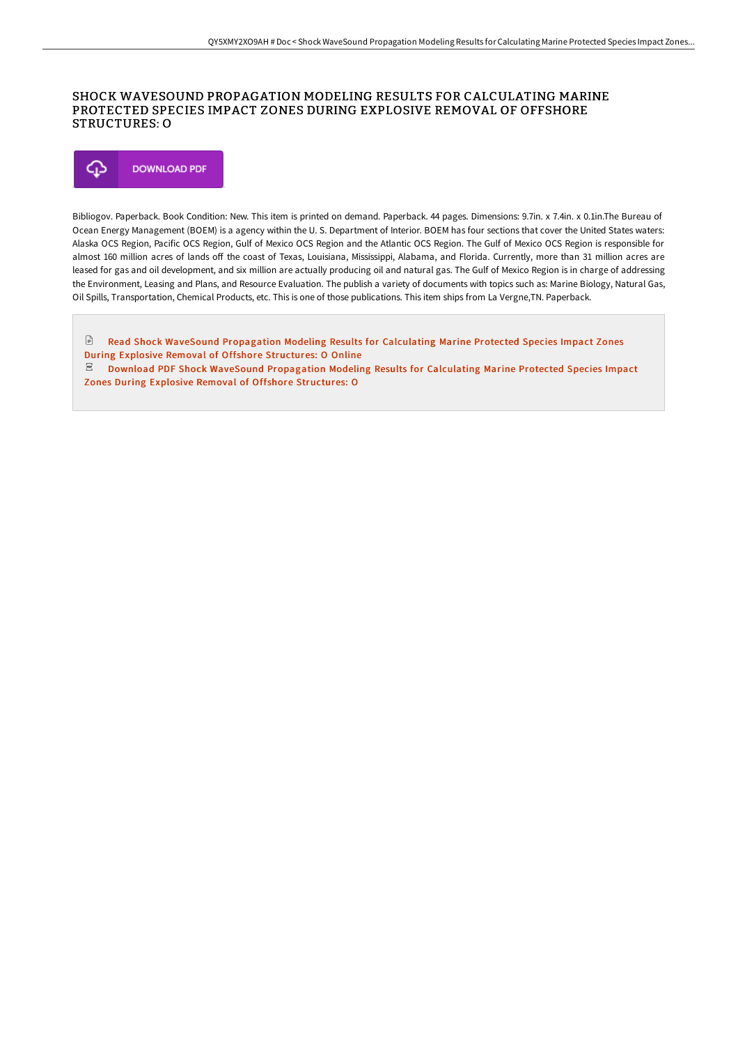# SHOCK WAVESOUND PROPAGATION MODELING RESULTS FOR CALCULATING MARINE PROTECTED SPECIES IMPACT ZONES DURING EXPLOSIVE REMOVAL OF OFFSHORE STRUCTURES: O

DOWNLOAD PDF

Bibliogov. Paperback. Book Condition: New. This item is printed on demand. Paperback. 44 pages. Dimensions: 9.7in. x 7.4in. x 0.1in.The Bureau of Ocean Energy Management (BOEM) is a agency within the U. S. Department of Interior. BOEM has four sections that cover the United States waters: Alaska OCS Region, Pacific OCS Region, Gulf of Mexico OCS Region and the Atlantic OCS Region. The Gulf of Mexico OCS Region is responsible for almost 160 million acres of lands off the coast of Texas, Louisiana, Mississippi, Alabama, and Florida. Currently, more than 31 million acres are leased for gas and oil development, and six million are actually producing oil and natural gas. The Gulf of Mexico Region is in charge of addressing the Environment, Leasing and Plans, and Resource Evaluation. The publish a variety of documents with topics such as: Marine Biology, Natural Gas, Oil Spills, Transportation, Chemical Products, etc. This is one of those publications. This item ships from La Vergne,TN. Paperback.

Read Shock WaveSound Propagation Modeling Results for Calculating Marine Protected Species Impact Zones During Explosive Removal of Offshore Structures: O Online

Download PDF Shock WaveSound Propagation Modeling Results for Calculating Marine Protected Species Impact Zones During Explosive Removal of Offshore Structures: O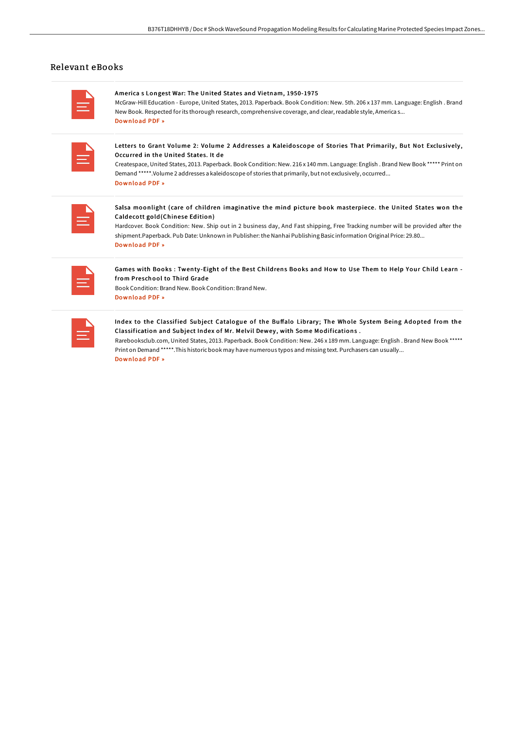## Relevant eBooks

**America s Longest War: The United States and Vietnam, 1950-1975**

McGraw-Hill Education - Europe, United States, 2013. Paperback. Book Condition: New. 5th. 206 x 137 mm. Language: English . Brand New Book. Respected for its thorough research, comprehensive coverage, and clear, readable style, America s...

Download PDF »

**Letters to Grant Volume 2: Volume 2 Addresses a Kaleidoscope of Stories That Primarily, But Not Exclusively, Occurred in the United States. It de**

Createspace, United States, 2013. Paperback. Book Condition: New. 216 x 140 mm. Language: English . Brand New Book ***** Print on Demand *****.Volume 2 addresses a kaleidoscope of stories that primarily, but not exclusively, occurred...

Download PDF »

**Salsa moonlight (care of children imaginative the mind picture book masterpiece. the United States won the Caldecott gold(Chinese Edition)**

Hardcover. Book Condition: New. Ship out in 2 business day, And Fast shipping, Free Tracking number will be provided after the shipment.Paperback. Pub Date: Unknown in Publisher: the Nanhai Publishing Basic information Original Price: 29.80...

Download PDF »

**Games with Books : Twenty-Eight of the Best Childrens Books and How to Use Them to Help Your Child Learn - from Preschool to Third Grade**

Book Condition: Brand New. Book Condition: Brand New.

Download PDF »

**Index to the Classified Subject Catalogue of the Buffalo Library; The Whole System Being Adopted from the Classification and Subject Index of Mr. Melvil Dewey, with Some Modifications .**

Rarebooksclub.com, United States, 2013. Paperback. Book Condition: New. 246 x 189 mm. Language: English . Brand New Book ***** Print on Demand *****.This historic book may have numerous typos and missing text. Purchasers can usually...

Download PDF »